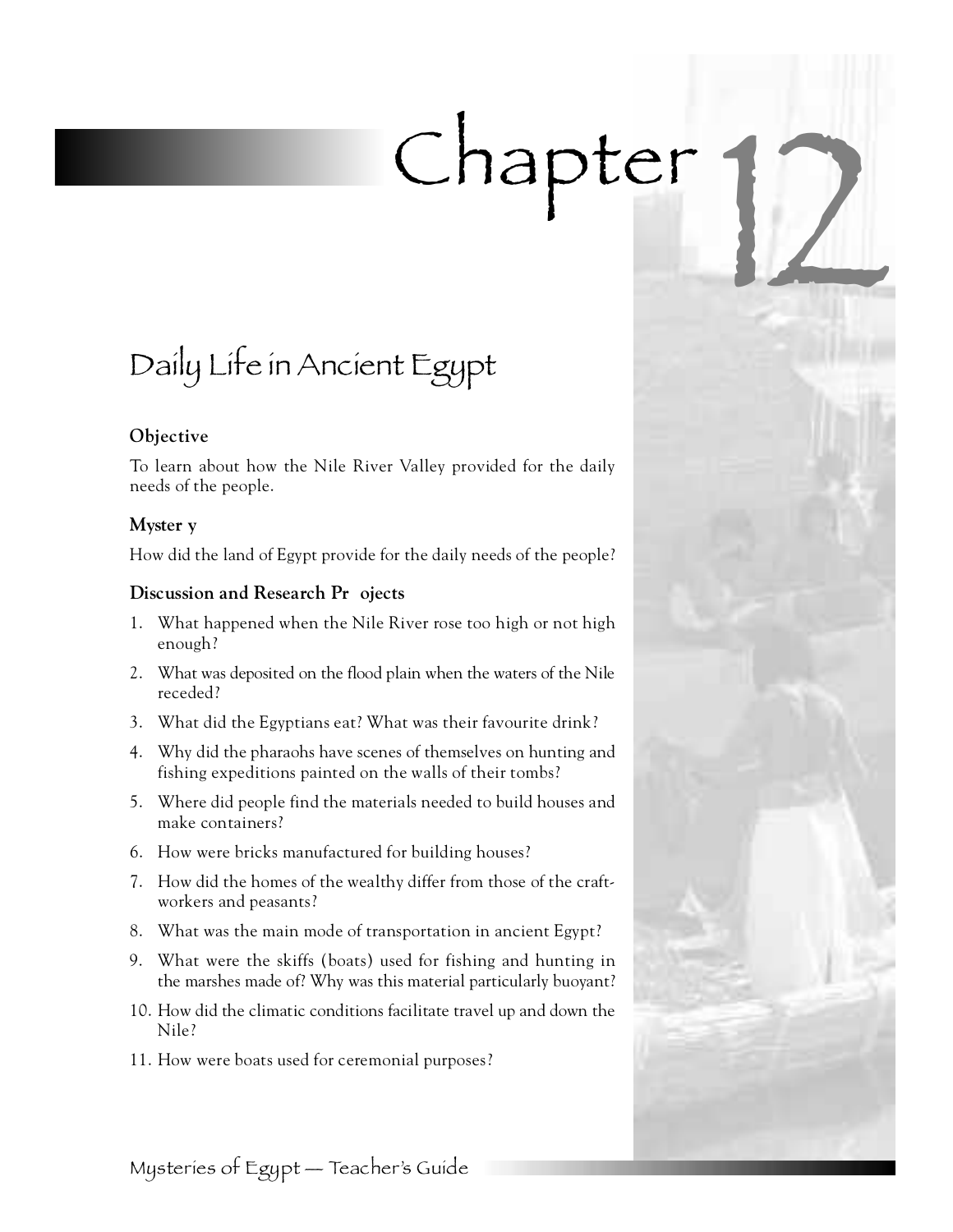# Chapter 12

## Daily Life in Ancient Egypt

### Objective

To learn about how the Nile River Valley provided for the daily needs of the people.

### Myster y

How did the land of Egypt provide for the daily needs of the people?

### Discussion and Research Pr ojects

1. What happened when the Nile River rose too high or not high enough?
2. What was deposited on the flood plain when the waters of the Nile receded?
3. What did the Egyptians eat? What was their favourite drink?
4. Why did the pharaohs have scenes of themselves on hunting and fishing expeditions painted on the walls of their tombs?
5. Where did people find the materials needed to build houses and make containers?
6. How were bricks manufactured for building houses?
7. How did the homes of the wealthy differ from those of the craft-workers and peasants?
8. What was the main mode of transportation in ancient Egypt?
9. What were the skiffs (boats) used for fishing and hunting in the marshes made of? Why was this material particularly buoyant?
10. How did the climatic conditions facilitate travel up and down the Nile?
11. How were boats used for ceremonial purposes?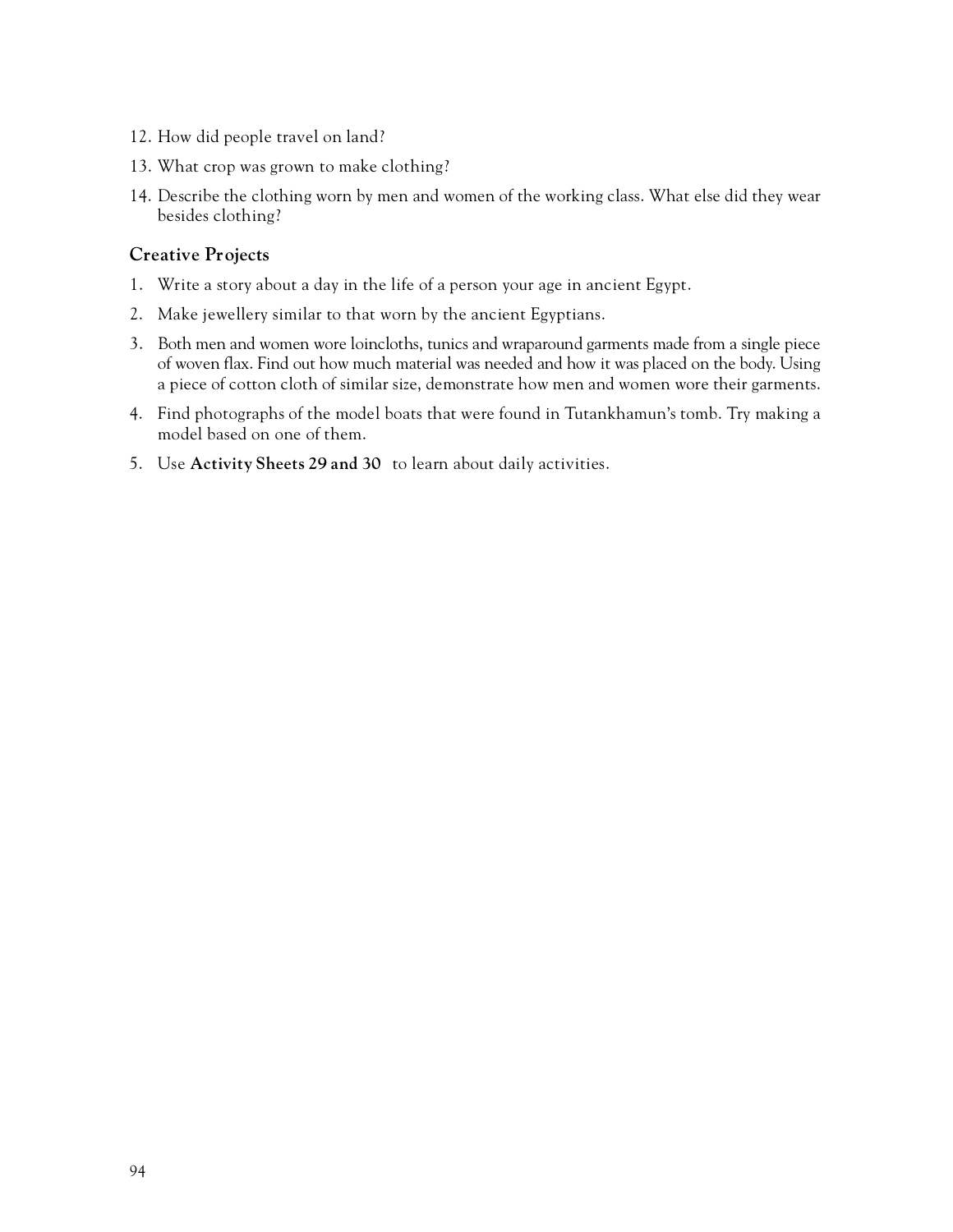12. How did people travel on land?
13. What crop was grown to make clothing?
14. Describe the clothing worn by men and women of the working class. What else did they wear besides clothing?

### Creative Projects

1. Write a story about a day in the life of a person your age in ancient Egypt.
2. Make jewellery similar to that worn by the ancient Egyptians.
3. Both men and women wore loincloths, tunics and wraparound garments made from a single piece of woven flax. Find out how much material was needed and how it was placed on the body. Using a piece of cotton cloth of similar size, demonstrate how men and women wore their garments.
4. Find photographs of the model boats that were found in Tutankhamun's tomb. Try making a model based on one of them.
5. Use **Activity Sheets 29 and 30** to learn about daily activities.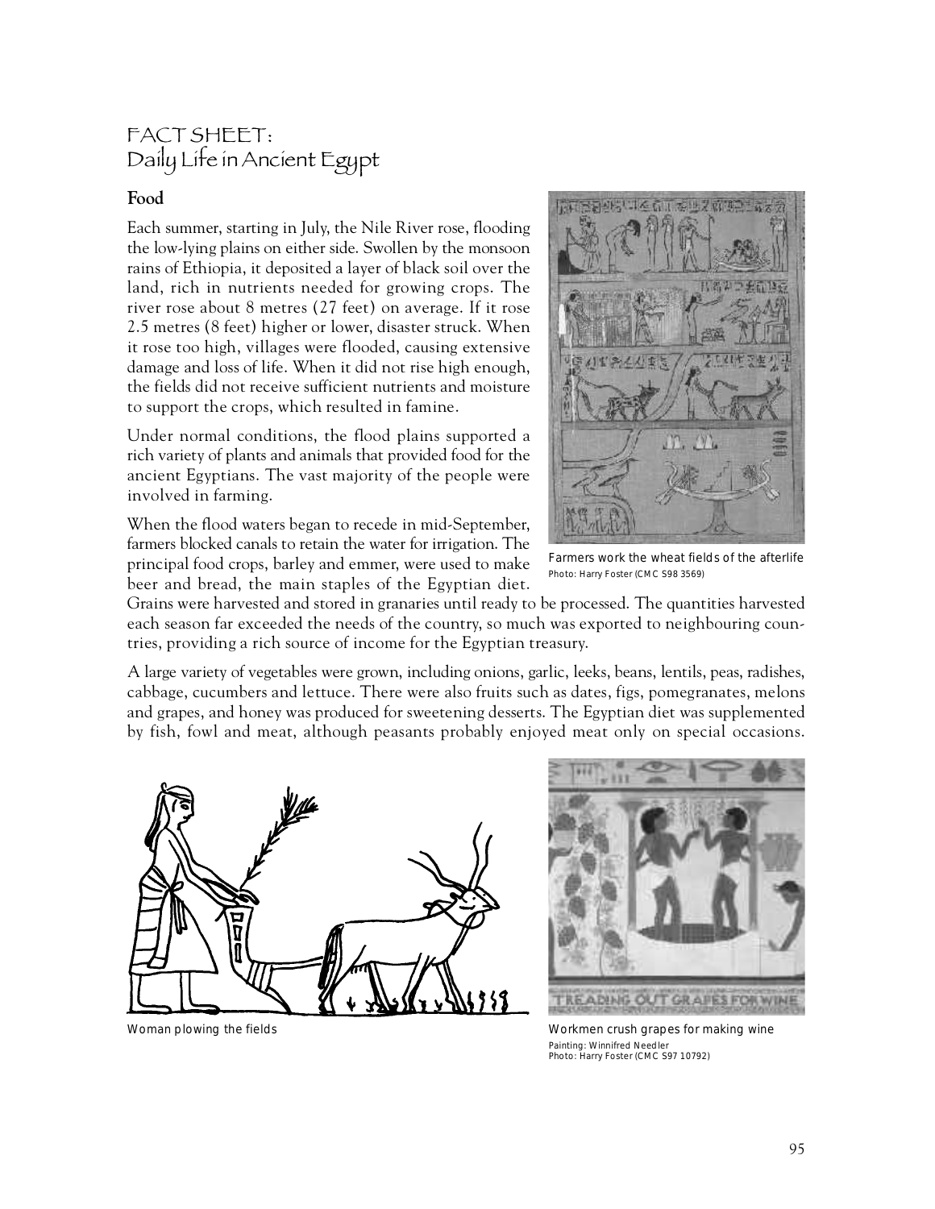# FACT SHEET: Daily Life in Ancient Egypt

## Food

Each summer, starting in July, the Nile River rose, flooding the low-lying plains on either side. Swollen by the monsoon rains of Ethiopia, it deposited a layer of black soil over the land, rich in nutrients needed for growing crops. The river rose about 8 metres (27 feet) on average. If it rose 2.5 metres (8 feet) higher or lower, disaster struck. When it rose too high, villages were flooded, causing extensive damage and loss of life. When it did not rise high enough, the fields did not receive sufficient nutrients and moisture to support the crops, which resulted in famine.

Under normal conditions, the flood plains supported a rich variety of plants and animals that provided food for the ancient Egyptians. The vast majority of the people were involved in farming.

When the flood waters began to recede in mid-September, farmers blocked canals to retain the water for irrigation. The principal food crops, barley and emmer, were used to make beer and bread, the main staples of the Egyptian diet. Grains were harvested and stored in granaries until ready to be processed. The quantities harvested each season far exceeded the needs of the country, so much was exported to neighbouring countries, providing a rich source of income for the Egyptian treasury.

Farmers work the wheat fields of the afterlife
Photo: Harry Foster (CMC S98 3569)

A large variety of vegetables were grown, including onions, garlic, leeks, beans, lentils, peas, radishes, cabbage, cucumbers and lettuce. There were also fruits such as dates, figs, pomegranates, melons and grapes, and honey was produced for sweetening desserts. The Egyptian diet was supplemented by fish, fowl and meat, although peasants probably enjoyed meat only on special occasions.

Woman plowing the fields

Workmen crush grapes for making wine
Painting: Winnifred Needler
Photo: Harry Foster (CMC S97 10792)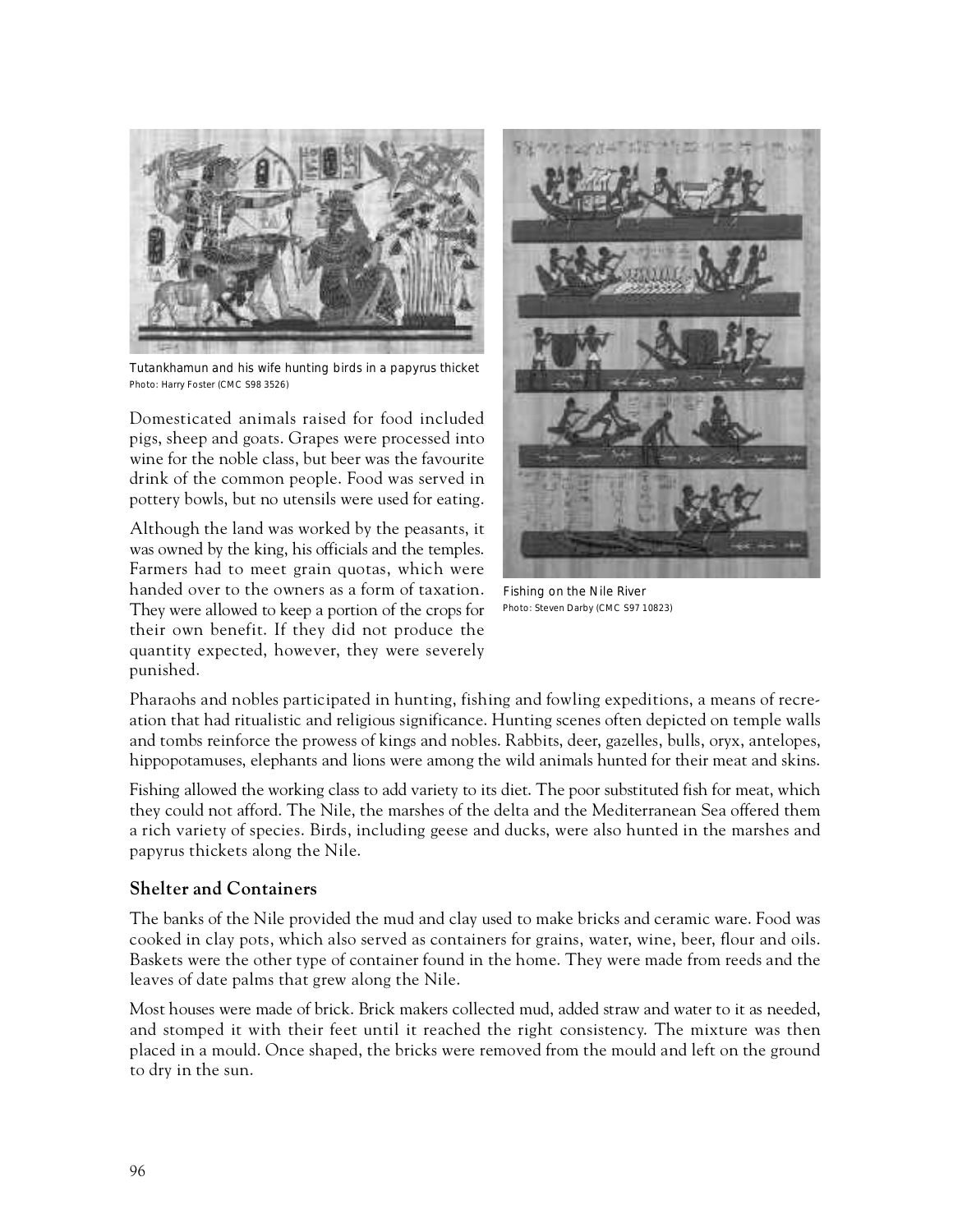Tutankhamun and his wife hunting birds in a papyrus thicket
Photo: Harry Foster (CMC S98 3526)

Domesticated animals raised for food included pigs, sheep and goats. Grapes were processed into wine for the noble class, but beer was the favourite drink of the common people. Food was served in pottery bowls, but no utensils were used for eating.

Although the land was worked by the peasants, it was owned by the king, his officials and the temples. Farmers had to meet grain quotas, which were handed over to the owners as a form of taxation. They were allowed to keep a portion of the crops for their own benefit. If they did not produce the quantity expected, however, they were severely punished.

Fishing on the Nile River
Photo: Steven Darby (CMC S97 10823)

Pharaohs and nobles participated in hunting, fishing and fowling expeditions, a means of recreation that had ritualistic and religious significance. Hunting scenes often depicted on temple walls and tombs reinforce the prowess of kings and nobles. Rabbits, deer, gazelles, bulls, oryx, antelopes, hippopotamuses, elephants and lions were among the wild animals hunted for their meat and skins.

Fishing allowed the working class to add variety to its diet. The poor substituted fish for meat, which they could not afford. The Nile, the marshes of the delta and the Mediterranean Sea offered them a rich variety of species. Birds, including geese and ducks, were also hunted in the marshes and papyrus thickets along the Nile.

## Shelter and Containers

The banks of the Nile provided the mud and clay used to make bricks and ceramic ware. Food was cooked in clay pots, which also served as containers for grains, water, wine, beer, flour and oils. Baskets were the other type of container found in the home. They were made from reeds and the leaves of date palms that grew along the Nile.

Most houses were made of brick. Brick makers collected mud, added straw and water to it as needed, and stomped it with their feet until it reached the right consistency. The mixture was then placed in a mould. Once shaped, the bricks were removed from the mould and left on the ground to dry in the sun.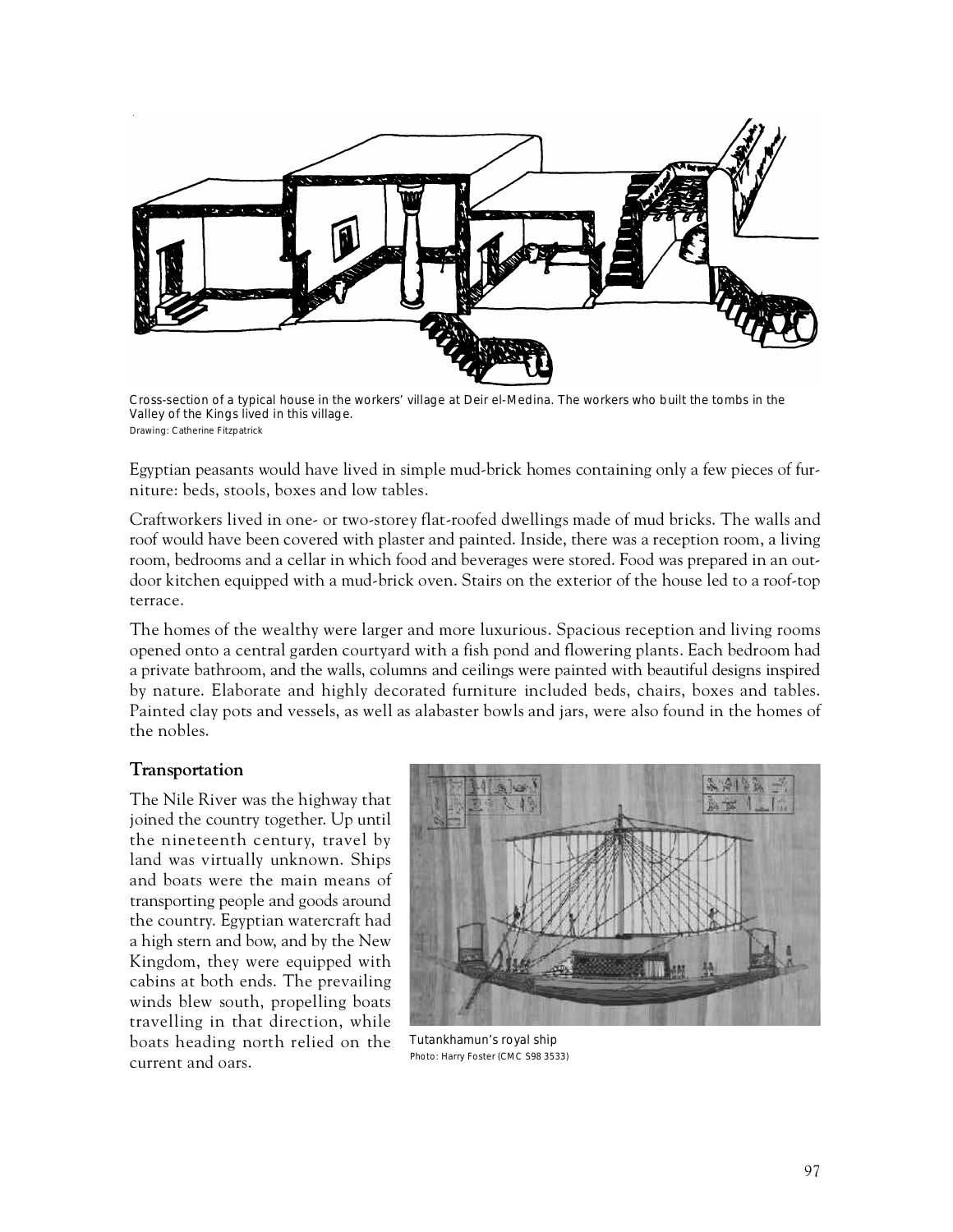Cross-section of a typical house in the workers' village at Deir el-Medina. The workers who built the tombs in the Valley of the Kings lived in this village.
Drawing: Catherine Fitzpatrick

Egyptian peasants would have lived in simple mud-brick homes containing only a few pieces of furniture: beds, stools, boxes and low tables.

Craftworkers lived in one- or two-storey flat-roofed dwellings made of mud bricks. The walls and roof would have been covered with plaster and painted. Inside, there was a reception room, a living room, bedrooms and a cellar in which food and beverages were stored. Food was prepared in an outdoor kitchen equipped with a mud-brick oven. Stairs on the exterior of the house led to a roof-top terrace.

The homes of the wealthy were larger and more luxurious. Spacious reception and living rooms opened onto a central garden courtyard with a fish pond and flowering plants. Each bedroom had a private bathroom, and the walls, columns and ceilings were painted with beautiful designs inspired by nature. Elaborate and highly decorated furniture included beds, chairs, boxes and tables. Painted clay pots and vessels, as well as alabaster bowls and jars, were also found in the homes of the nobles.

## Transportation

The Nile River was the highway that joined the country together. Up until the nineteenth century, travel by land was virtually unknown. Ships and boats were the main means of transporting people and goods around the country. Egyptian watercraft had a high stern and bow, and by the New Kingdom, they were equipped with cabins at both ends. The prevailing winds blew south, propelling boats travelling in that direction, while boats heading north relied on the current and oars.

Tutankhamun's royal ship
Photo: Harry Foster (CMC S98 3533)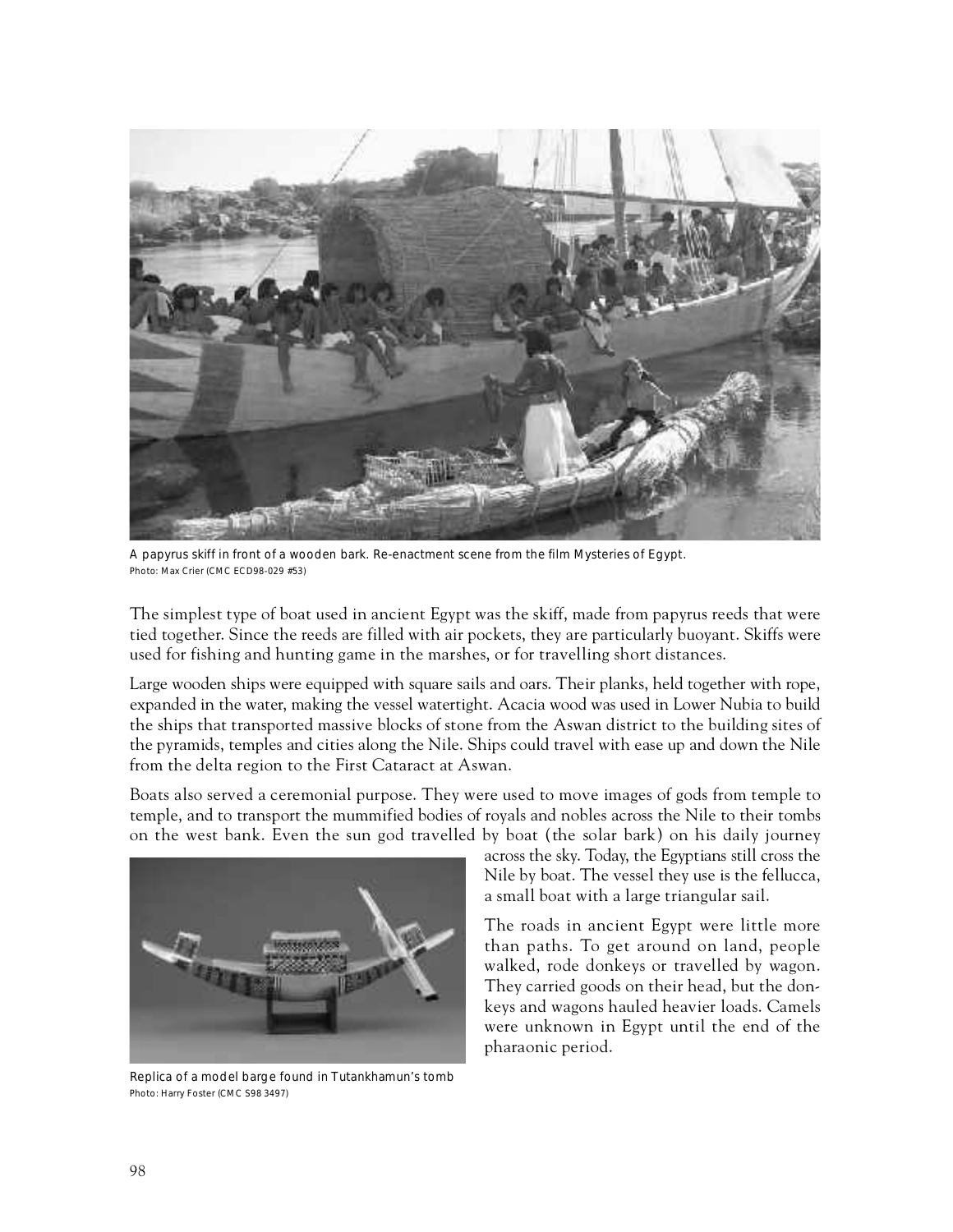A papyrus skiff in front of a wooden bark. Re-enactment scene from the film Mysteries of Egypt.
Photo: Max Crier (CMC ECD98-029 #53)

The simplest type of boat used in ancient Egypt was the skiff, made from papyrus reeds that were tied together. Since the reeds are filled with air pockets, they are particularly buoyant. Skiffs were used for fishing and hunting game in the marshes, or for travelling short distances.

Large wooden ships were equipped with square sails and oars. Their planks, held together with rope, expanded in the water, making the vessel watertight. Acacia wood was used in Lower Nubia to build the ships that transported massive blocks of stone from the Aswan district to the building sites of the pyramids, temples and cities along the Nile. Ships could travel with ease up and down the Nile from the delta region to the First Cataract at Aswan.

Boats also served a ceremonial purpose. They were used to move images of gods from temple to temple, and to transport the mummified bodies of royals and nobles across the Nile to their tombs on the west bank. Even the sun god travelled by boat (the solar bark) on his daily journey across the sky. Today, the Egyptians still cross the Nile by boat. The vessel they use is the fellucca, a small boat with a large triangular sail.

The roads in ancient Egypt were little more than paths. To get around on land, people walked, rode donkeys or travelled by wagon. They carried goods on their head, but the donkeys and wagons hauled heavier loads. Camels were unknown in Egypt until the end of the pharaonic period.

Replica of a model barge found in Tutankhamun's tomb
Photo: Harry Foster (CMC S98 3497)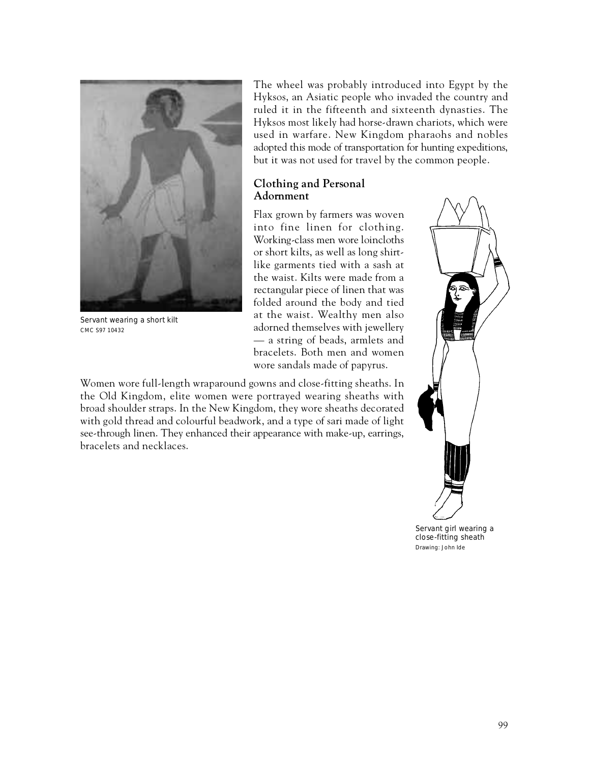Servant wearing a short kilt
CMC S97 10432

The wheel was probably introduced into Egypt by the Hyksos, an Asiatic people who invaded the country and ruled it in the fifteenth and sixteenth dynasties. The Hyksos most likely had horse-drawn chariots, which were used in warfare. New Kingdom pharaohs and nobles adopted this mode of transportation for hunting expeditions, but it was not used for travel by the common people.

## Clothing and Personal Adornment

Flax grown by farmers was woven into fine linen for clothing. Working-class men wore loincloths or short kilts, as well as long shirt-like garments tied with a sash at the waist. Kilts were made from a rectangular piece of linen that was folded around the body and tied at the waist. Wealthy men also adorned themselves with jewellery — a string of beads, armlets and bracelets. Both men and women wore sandals made of papyrus.

Women wore full-length wraparound gowns and close-fitting sheaths. In the Old Kingdom, elite women were portrayed wearing sheaths with broad shoulder straps. In the New Kingdom, they wore sheaths decorated with gold thread and colourful beadwork, and a type of sari made of light see-through linen. They enhanced their appearance with make-up, earrings, bracelets and necklaces.

Servant girl wearing a close-fitting sheath
Drawing: John Ide